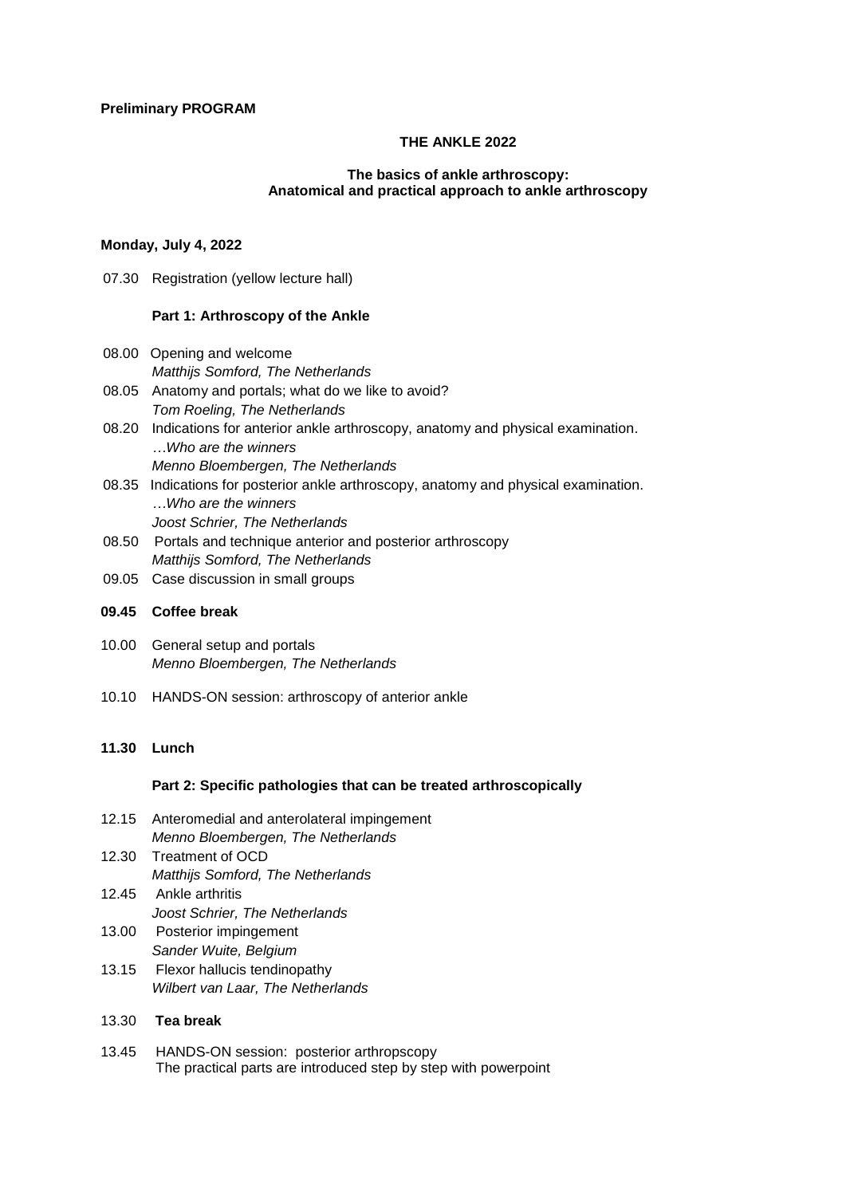**Preliminary PROGRAM**

**THE ANKLE 2022**

**The basics of ankle arthroscopy:**
**Anatomical and practical approach to ankle arthroscopy**

**Monday, July 4, 2022**

07.30 Registration (yellow lecture hall)

**Part 1: Arthroscopy of the Ankle**

08.00 Opening and welcome
*Matthijs Somford, The Netherlands*

08.05 Anatomy and portals; what do we like to avoid?
*Tom Roeling, The Netherlands*

08.20 Indications for anterior ankle arthroscopy, anatomy and physical examination.
*…Who are the winners*
*Menno Bloembergen, The Netherlands*

08.35 Indications for posterior ankle arthroscopy, anatomy and physical examination.
*…Who are the winners*
*Joost Schrier, The Netherlands*

08.50 Portals and technique anterior and posterior arthroscopy
*Matthijs Somford, The Netherlands*

09.05 Case discussion in small groups

**09.45 Coffee break**

10.00 General setup and portals
*Menno Bloembergen, The Netherlands*

10.10 HANDS-ON session: arthroscopy of anterior ankle

**11.30 Lunch**

**Part 2: Specific pathologies that can be treated arthroscopically**

12.15 Anteromedial and anterolateral impingement
*Menno Bloembergen, The Netherlands*

12.30 Treatment of OCD
*Matthijs Somford, The Netherlands*

12.45 Ankle arthritis
*Joost Schrier, The Netherlands*

13.00 Posterior impingement
*Sander Wuite, Belgium*

13.15 Flexor hallucis tendinopathy
*Wilbert van Laar, The Netherlands*

13.30 **Tea break**

13.45 HANDS-ON session: posterior arthropscopy
The practical parts are introduced step by step with powerpoint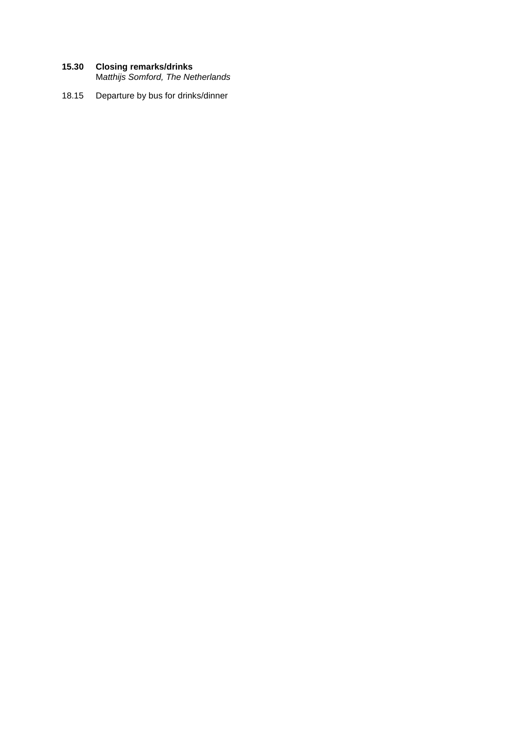**15.30 Closing remarks/drinks**
*Matthijs Somford, The Netherlands*

18.15 Departure by bus for drinks/dinner